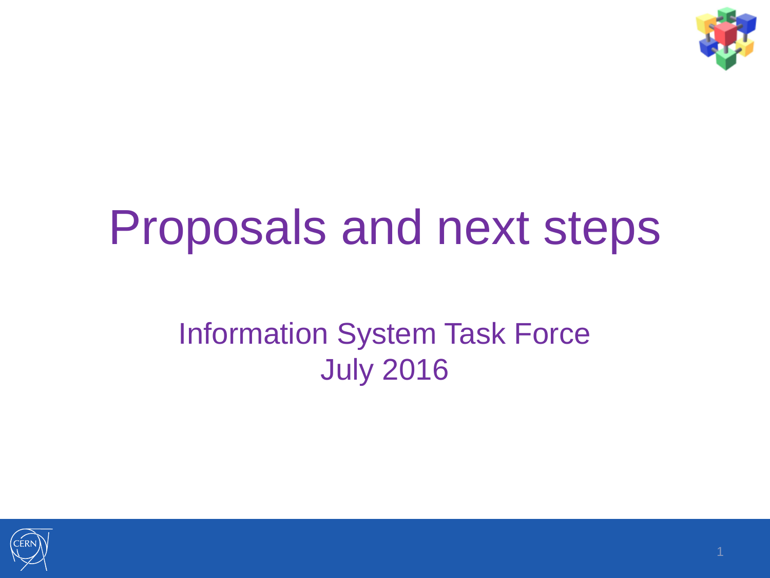# Proposals and next steps

Information System Task Force
July 2016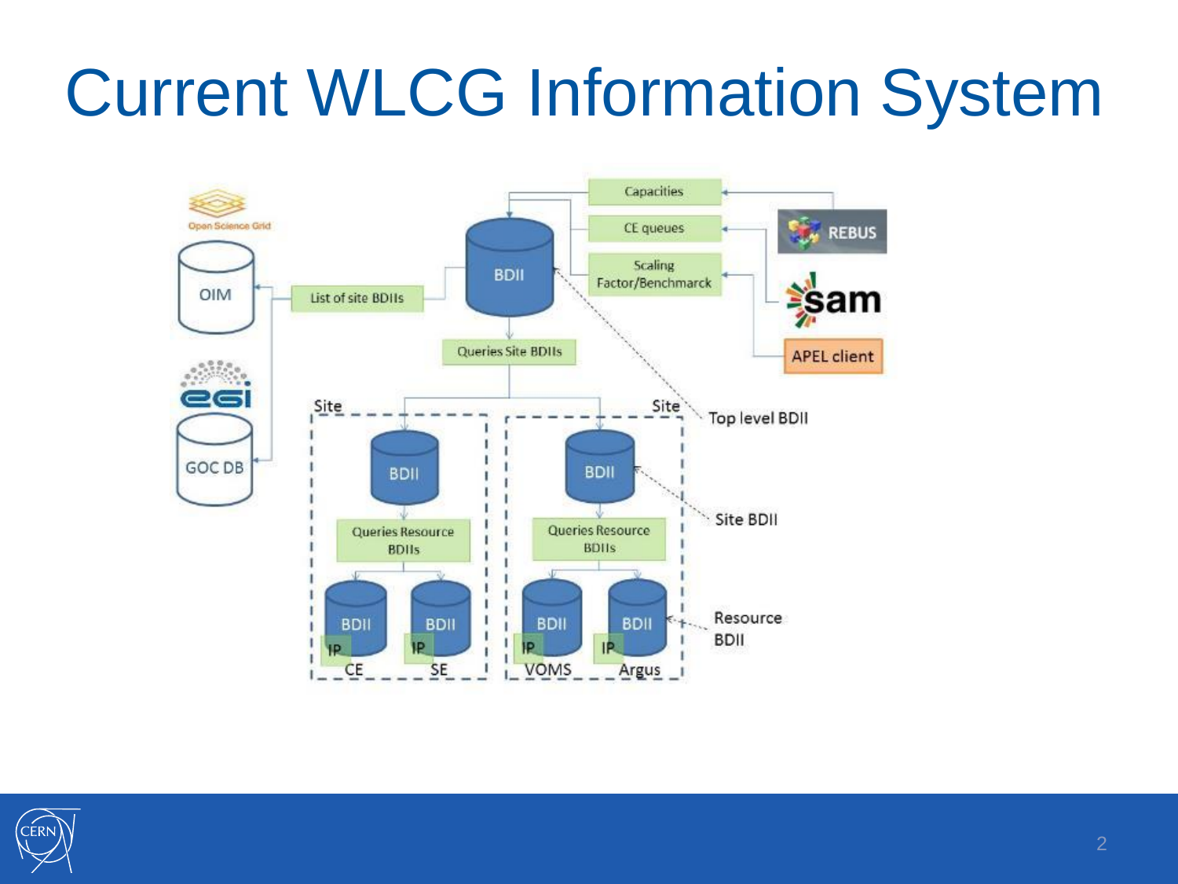# Current WLCG Information System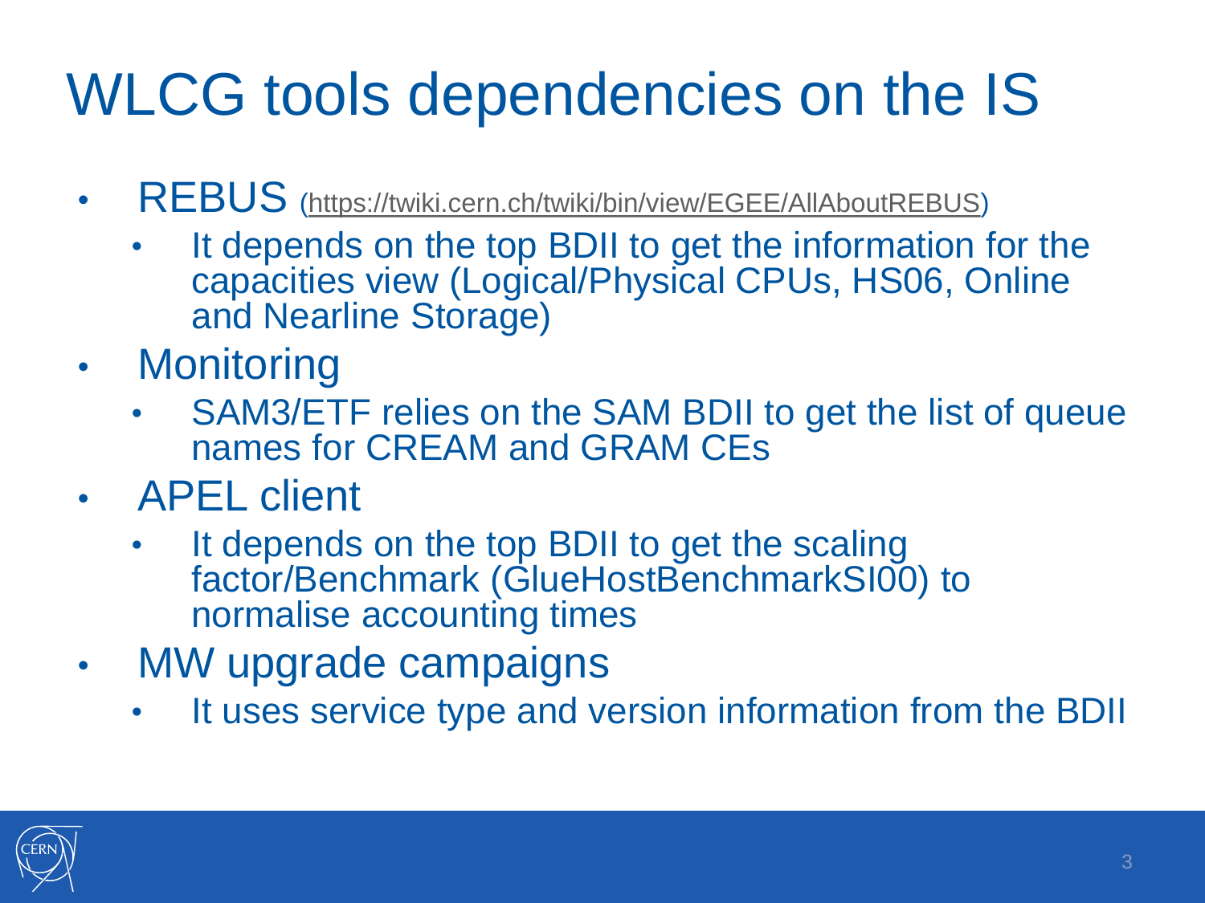# WLCG tools dependencies on the IS

- REBUS ([https://twiki.cern.ch/twiki/bin/view/EGEE/AllAboutREBUS](https://twiki.cern.ch/twiki/bin/view/EGEE/AllAboutREBUS))
  - It depends on the top BDII to get the information for the capacities view (Logical/Physical CPUs, HS06, Online and Nearline Storage)
- Monitoring
  - SAM3/ETF relies on the SAM BDII to get the list of queue names for CREAM and GRAM CEs
- APEL client
  - It depends on the top BDII to get the scaling factor/Benchmark (GlueHostBenchmarkSI00) to normalise accounting times
- MW upgrade campaigns
  - It uses service type and version information from the BDII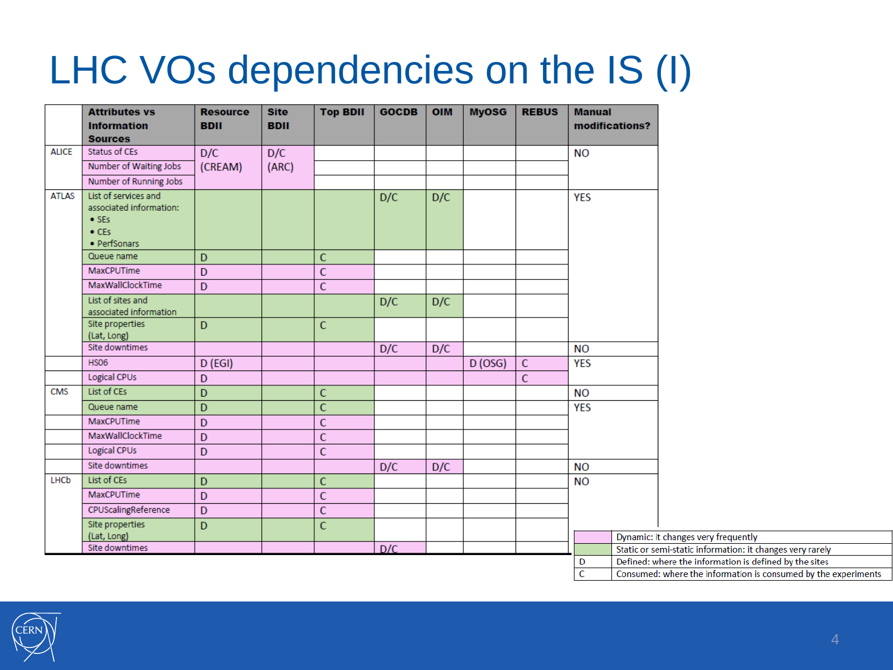# LHC VOs dependencies on the IS (I)

| | Attributes vs Information Sources | Resource BDII | Site BDII | Top BDII | GOCDB | OIM | MyOSG | REBUS | Manual modifications? |
|---|---|---|---|---|---|---|---|---|---|
| ALICE | Status of CEs | D/C (CREAM) | D/C (ARC) | | | | | | NO |
| | Number of Waiting Jobs | | | | | | | | |
| | Number of Running Jobs | | | | | | | | |
| ATLAS | List of services and associated information: • SEs • CEs • PerfSonars | | | | D/C | D/C | | | YES |
| | Queue name | D | | C | | | | | |
| | MaxCPUTime | D | | C | | | | | |
| | MaxWallClockTime | D | | C | | | | | |
| | List of sites and associated information | | | | D/C | D/C | | | |
| | Site properties (Lat, Long) | D | | C | | | | | |
| | Site downtimes | | | | D/C | D/C | | | NO |
| | HS06 | D (EGI) | | | | | D (OSG) | C | YES |
| | Logical CPUs | D | | | | | | C | |
| CMS | List of CEs | D | | C | | | | | NO |
| | Queue name | D | | C | | | | | YES |
| | MaxCPUTime | D | | C | | | | | |
| | MaxWallClockTime | D | | C | | | | | |
| | Logical CPUs | D | | C | | | | | |
| | Site downtimes | | | | D/C | D/C | | | NO |
| LHCb | List of CEs | D | | C | | | | | NO |
| | MaxCPUTime | D | | C | | | | | |
| | CPUScalingReference | D | | C | | | | | |
| | Site properties (Lat, Long) | D | | C | | | | | |
| | Site downtimes | | | | D/C | | | | |

| Legend | Meaning |
|---|---|
| (pink) | Dynamic: it changes very frequently |
| (green) | Static or semi-static information: it changes very rarely |
| D | Defined: where the information is defined by the sites |
| C | Consumed: where the information is consumed by the experiments |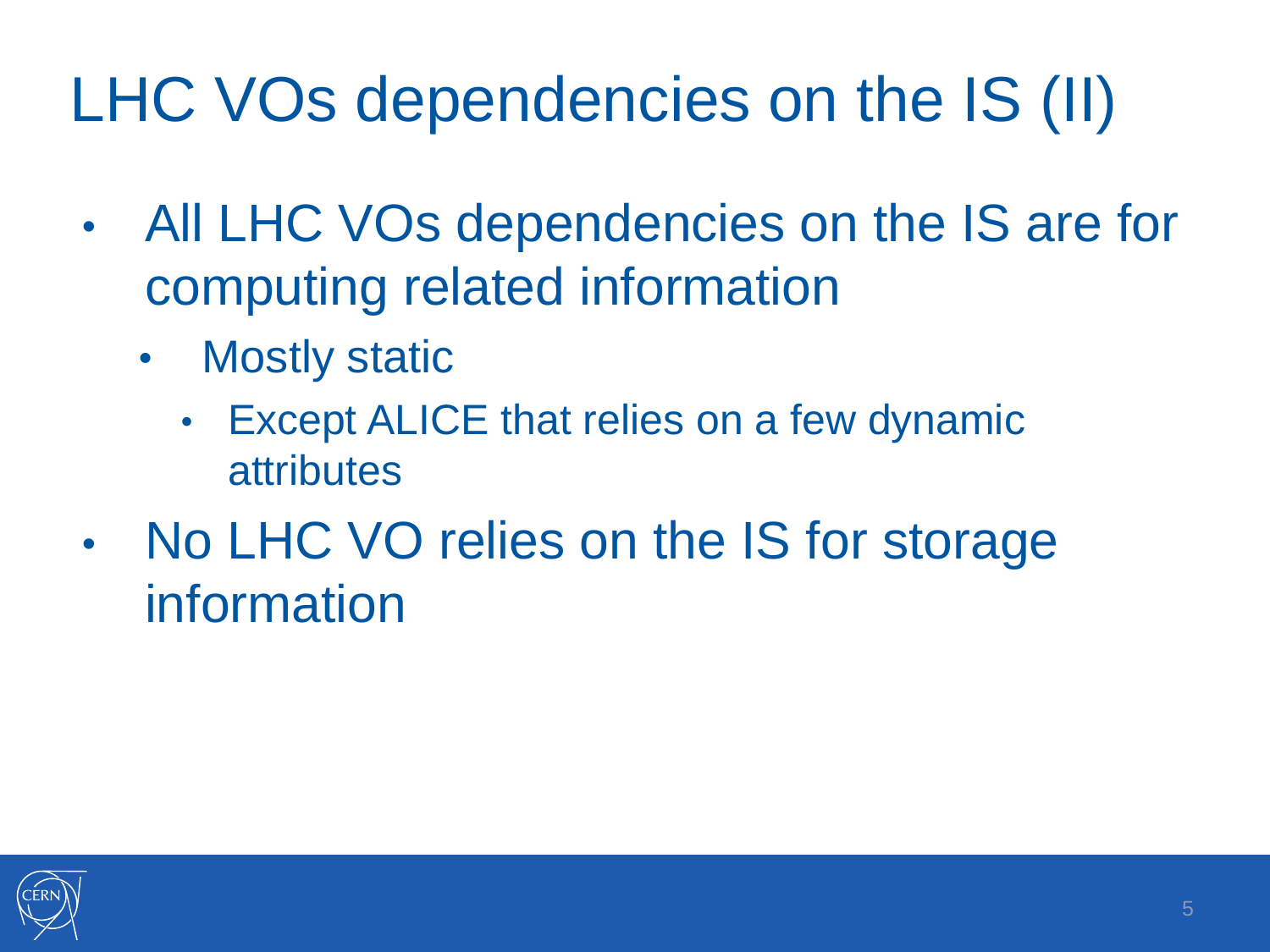# LHC VOs dependencies on the IS (II)

- All LHC VOs dependencies on the IS are for computing related information
  - Mostly static
    - Except ALICE that relies on a few dynamic attributes
- No LHC VO relies on the IS for storage information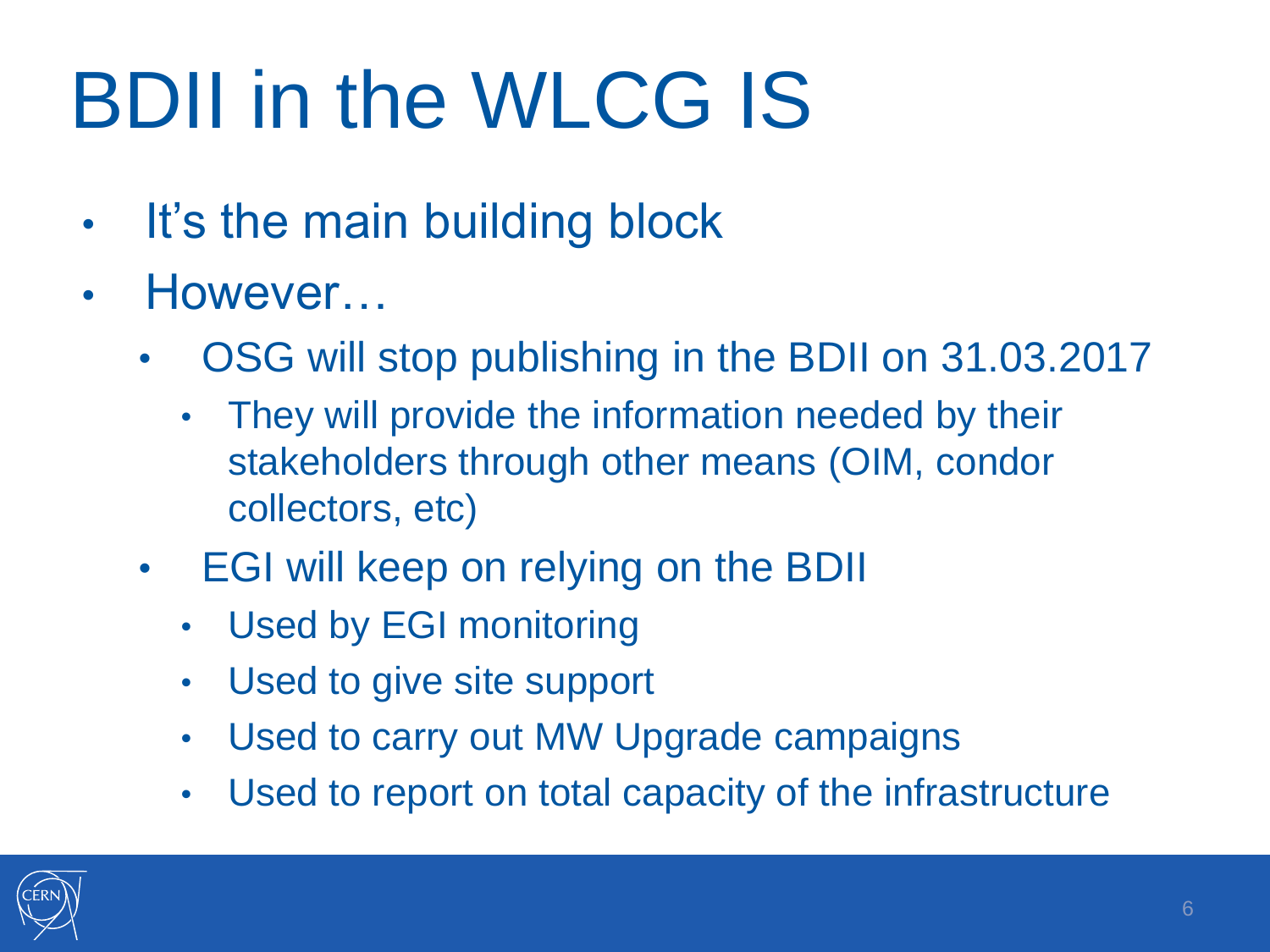# BDII in the WLCG IS

- It's the main building block
- However…
  - OSG will stop publishing in the BDII on 31.03.2017
    - They will provide the information needed by their stakeholders through other means (OIM, condor collectors, etc)
  - EGI will keep on relying on the BDII
    - Used by EGI monitoring
    - Used to give site support
    - Used to carry out MW Upgrade campaigns
    - Used to report on total capacity of the infrastructure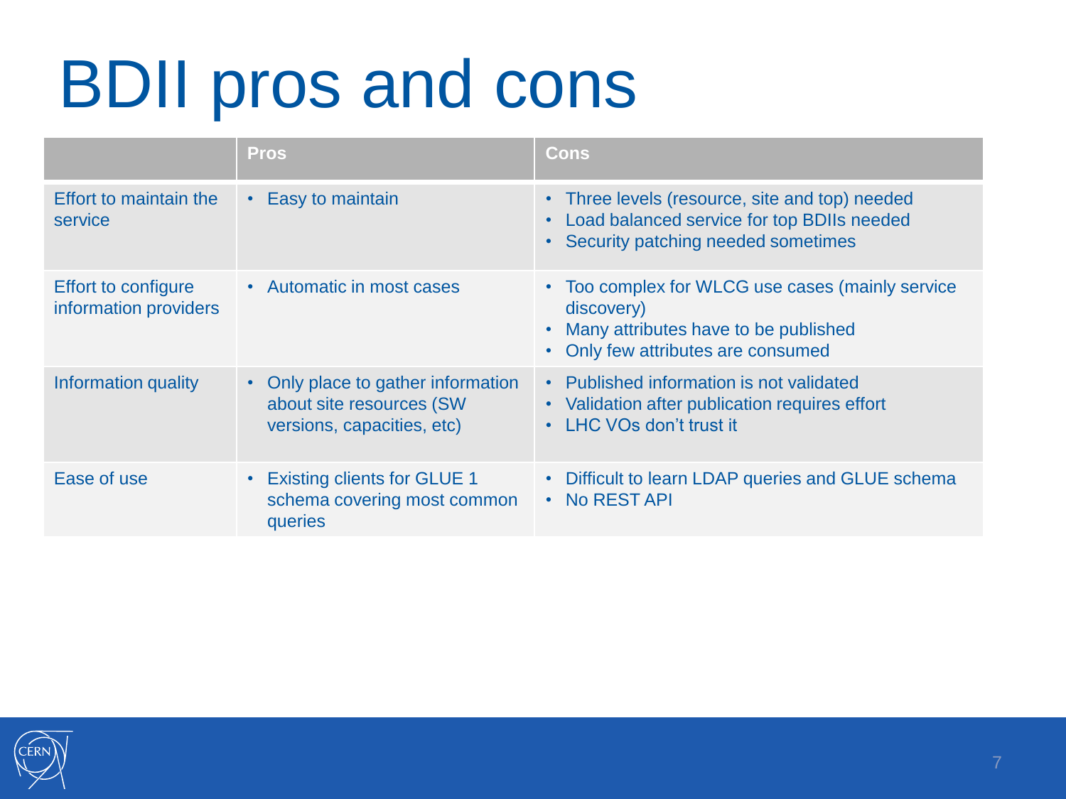# BDII pros and cons

| | Pros | Cons |
|---|---|---|
| Effort to maintain the service | • Easy to maintain | • Three levels (resource, site and top) needed<br>• Load balanced service for top BDIIs needed<br>• Security patching needed sometimes |
| Effort to configure information providers | • Automatic in most cases | • Too complex for WLCG use cases (mainly service discovery)<br>• Many attributes have to be published<br>• Only few attributes are consumed |
| Information quality | • Only place to gather information about site resources (SW versions, capacities, etc) | • Published information is not validated<br>• Validation after publication requires effort<br>• LHC VOs don't trust it |
| Ease of use | • Existing clients for GLUE 1 schema covering most common queries | • Difficult to learn LDAP queries and GLUE schema<br>• No REST API |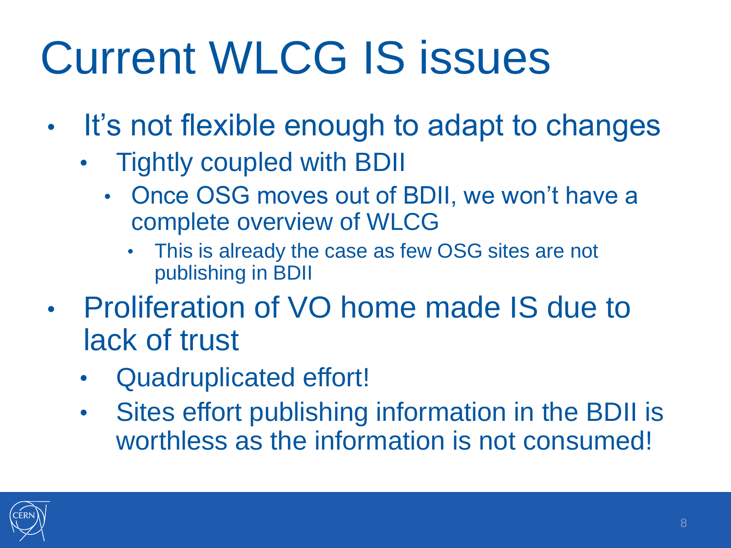# Current WLCG IS issues

- It's not flexible enough to adapt to changes
  - Tightly coupled with BDII
    - Once OSG moves out of BDII, we won't have a complete overview of WLCG
      - This is already the case as few OSG sites are not publishing in BDII
- Proliferation of VO home made IS due to lack of trust
  - Quadruplicated effort!
  - Sites effort publishing information in the BDII is worthless as the information is not consumed!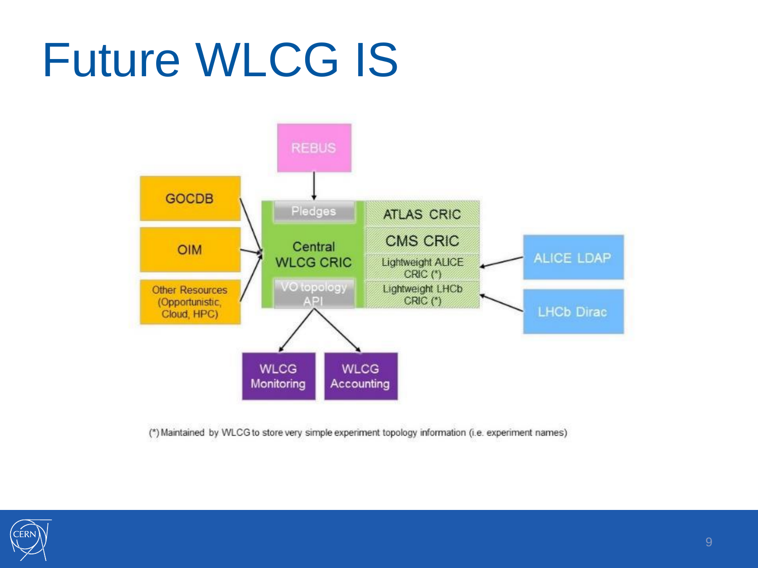# Future WLCG IS

REBUS

GOCDB

OIM

Other Resources (Opportunistic, Cloud, HPC)

Pledges

Central WLCG CRIC

VO topology API

ATLAS CRIC

CMS CRIC

Lightweight ALICE CRIC (*)

Lightweight LHCb CRIC (*)

ALICE LDAP

LHCb Dirac

WLCG Monitoring

WLCG Accounting

(*) Maintained by WLCG to store very simple experiment topology information (i.e. experiment names)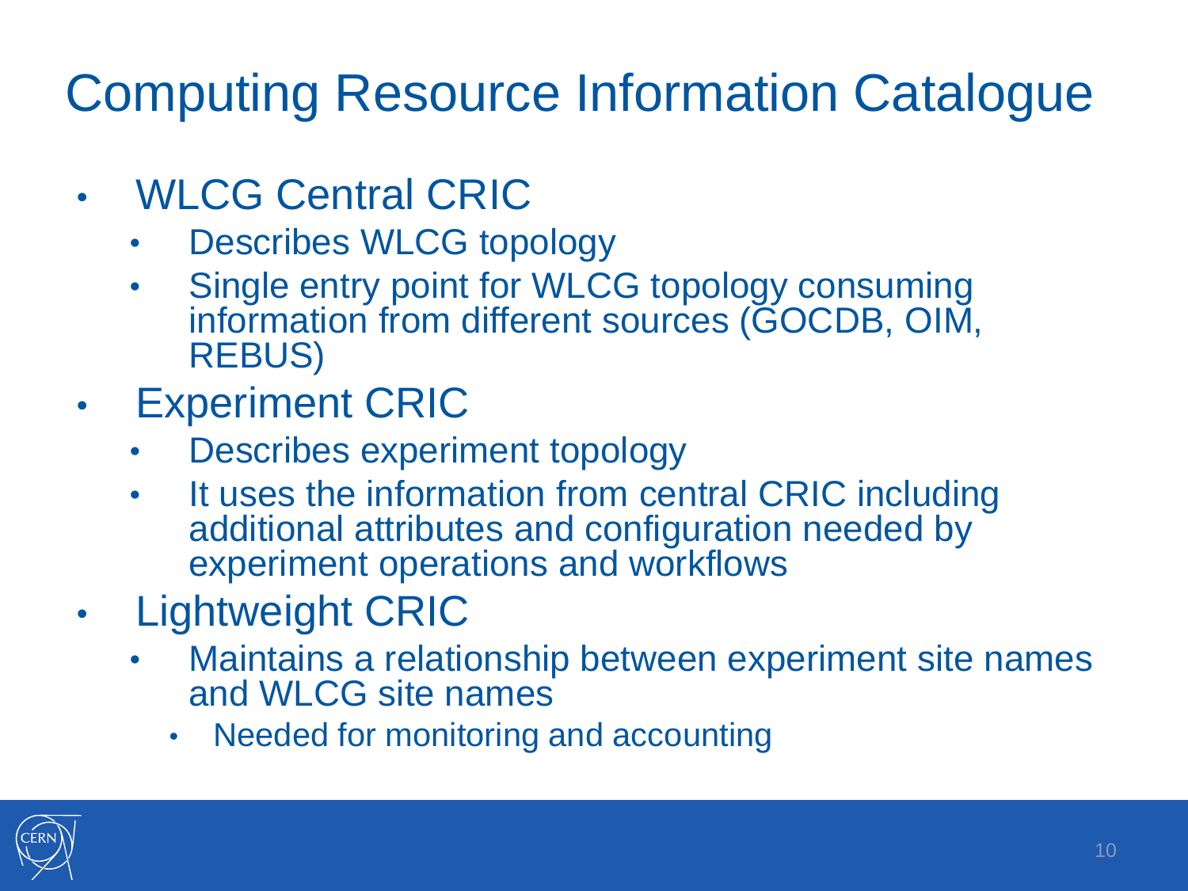# Computing Resource Information Catalogue

- WLCG Central CRIC
  - Describes WLCG topology
  - Single entry point for WLCG topology consuming information from different sources (GOCDB, OIM, REBUS)
- Experiment CRIC
  - Describes experiment topology
  - It uses the information from central CRIC including additional attributes and configuration needed by experiment operations and workflows
- Lightweight CRIC
  - Maintains a relationship between experiment site names and WLCG site names
    - Needed for monitoring and accounting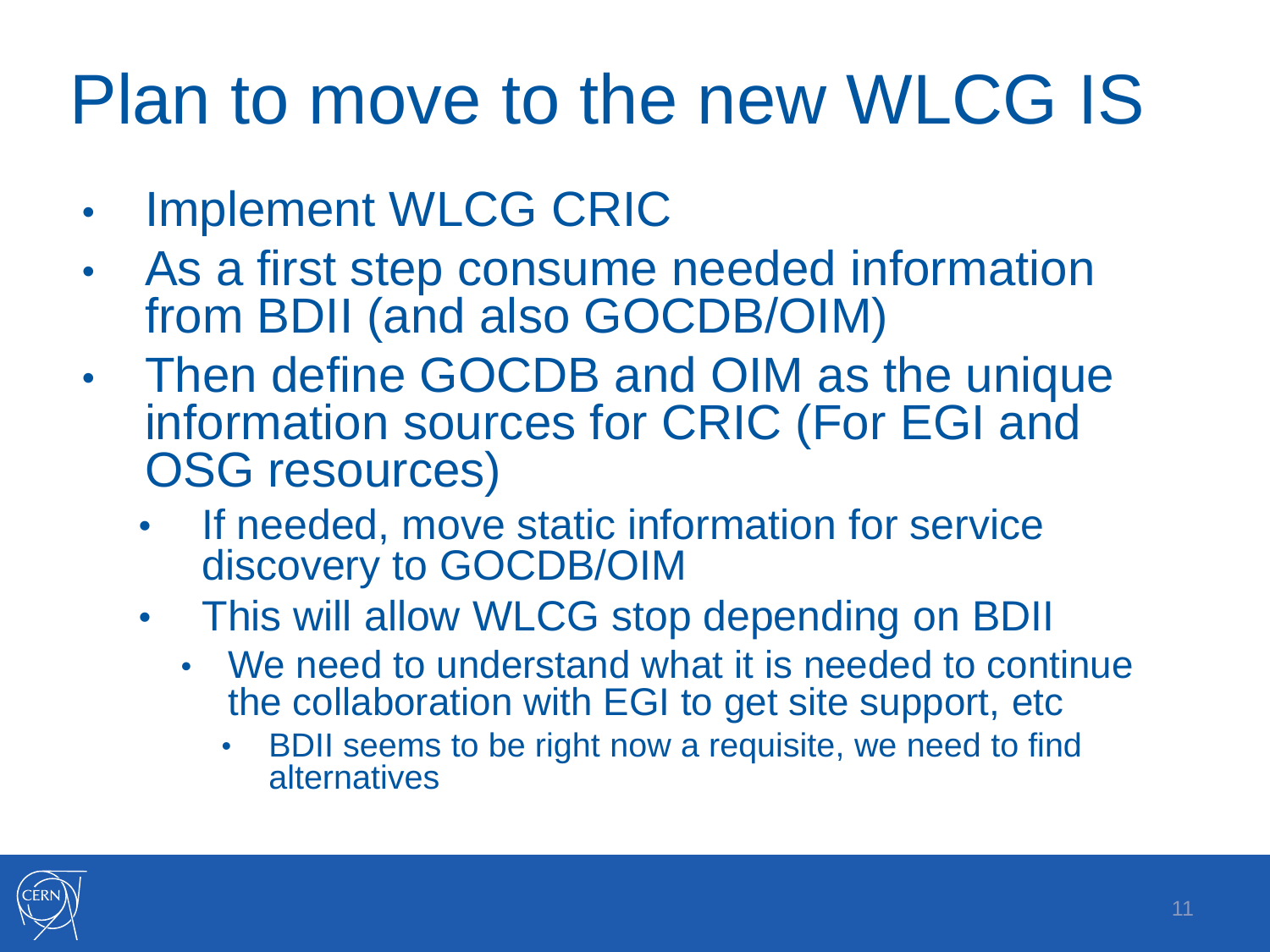# Plan to move to the new WLCG IS

- Implement WLCG CRIC
- As a first step consume needed information from BDII (and also GOCDB/OIM)
- Then define GOCDB and OIM as the unique information sources for CRIC (For EGI and OSG resources)
  - If needed, move static information for service discovery to GOCDB/OIM
  - This will allow WLCG stop depending on BDII
    - We need to understand what it is needed to continue the collaboration with EGI to get site support, etc
      - BDII seems to be right now a requisite, we need to find alternatives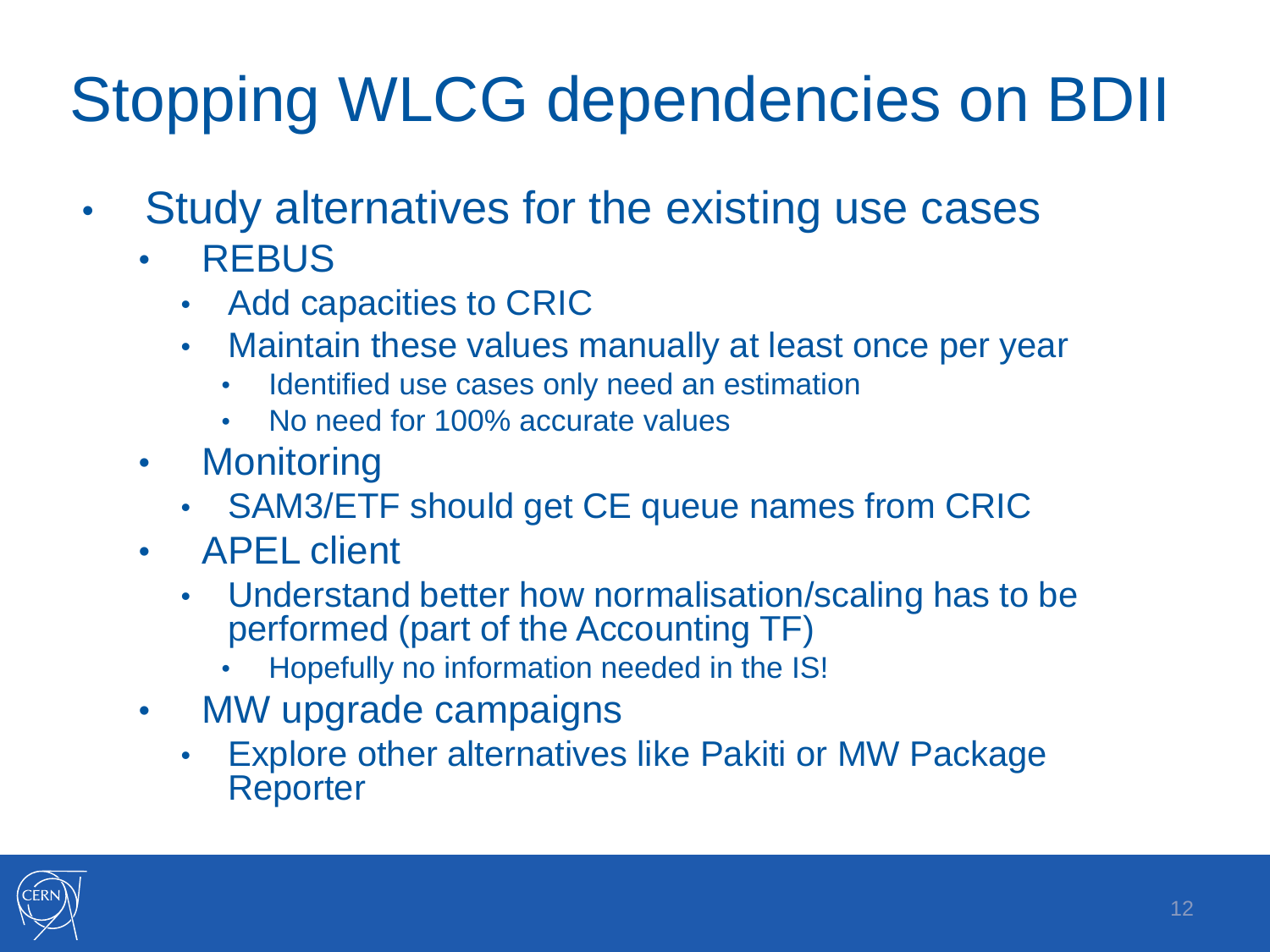# Stopping WLCG dependencies on BDII

- Study alternatives for the existing use cases
  - REBUS
    - Add capacities to CRIC
    - Maintain these values manually at least once per year
      - Identified use cases only need an estimation
      - No need for 100% accurate values
  - Monitoring
    - SAM3/ETF should get CE queue names from CRIC
  - APEL client
    - Understand better how normalisation/scaling has to be performed (part of the Accounting TF)
      - Hopefully no information needed in the IS!
  - MW upgrade campaigns
    - Explore other alternatives like Pakiti or MW Package Reporter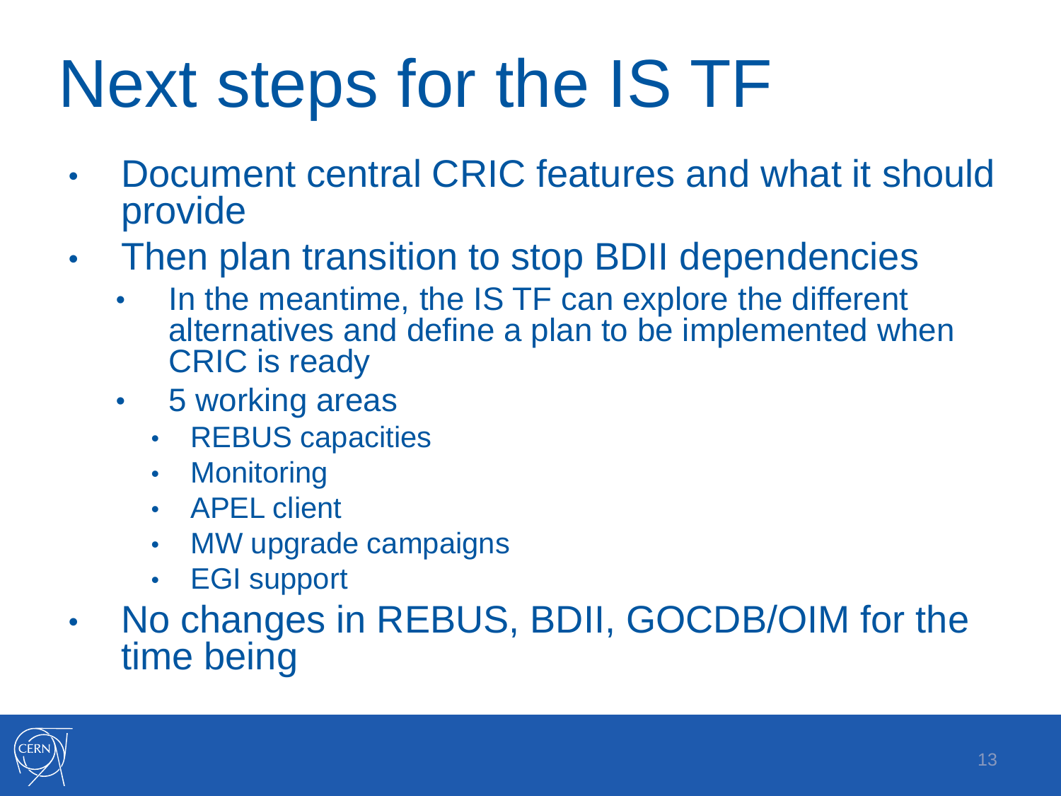# Next steps for the IS TF

- Document central CRIC features and what it should provide
- Then plan transition to stop BDII dependencies
  - In the meantime, the IS TF can explore the different alternatives and define a plan to be implemented when CRIC is ready
  - 5 working areas
    - REBUS capacities
    - Monitoring
    - APEL client
    - MW upgrade campaigns
    - EGI support
- No changes in REBUS, BDII, GOCDB/OIM for the time being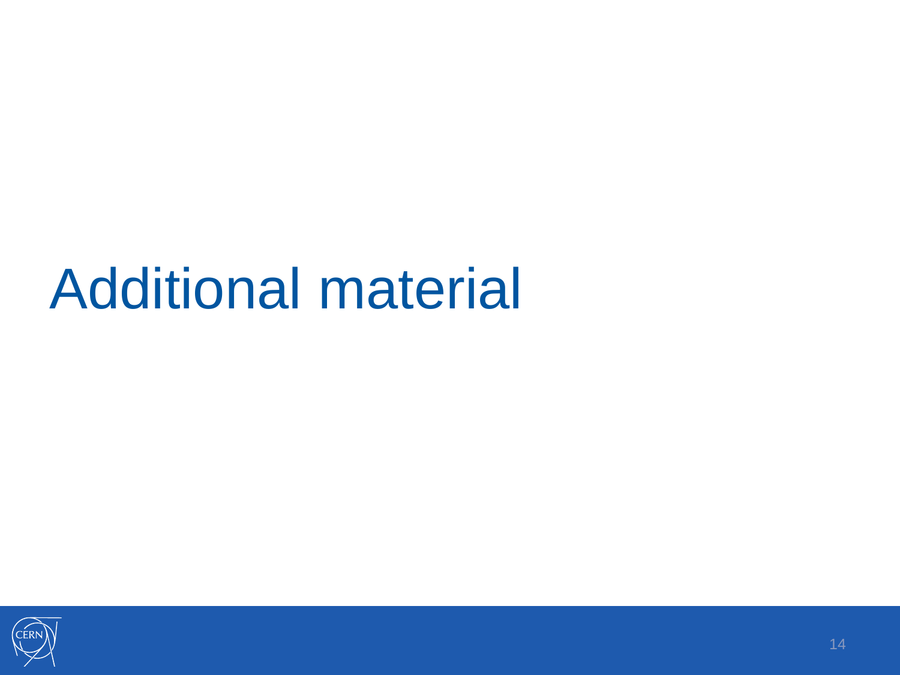# Additional material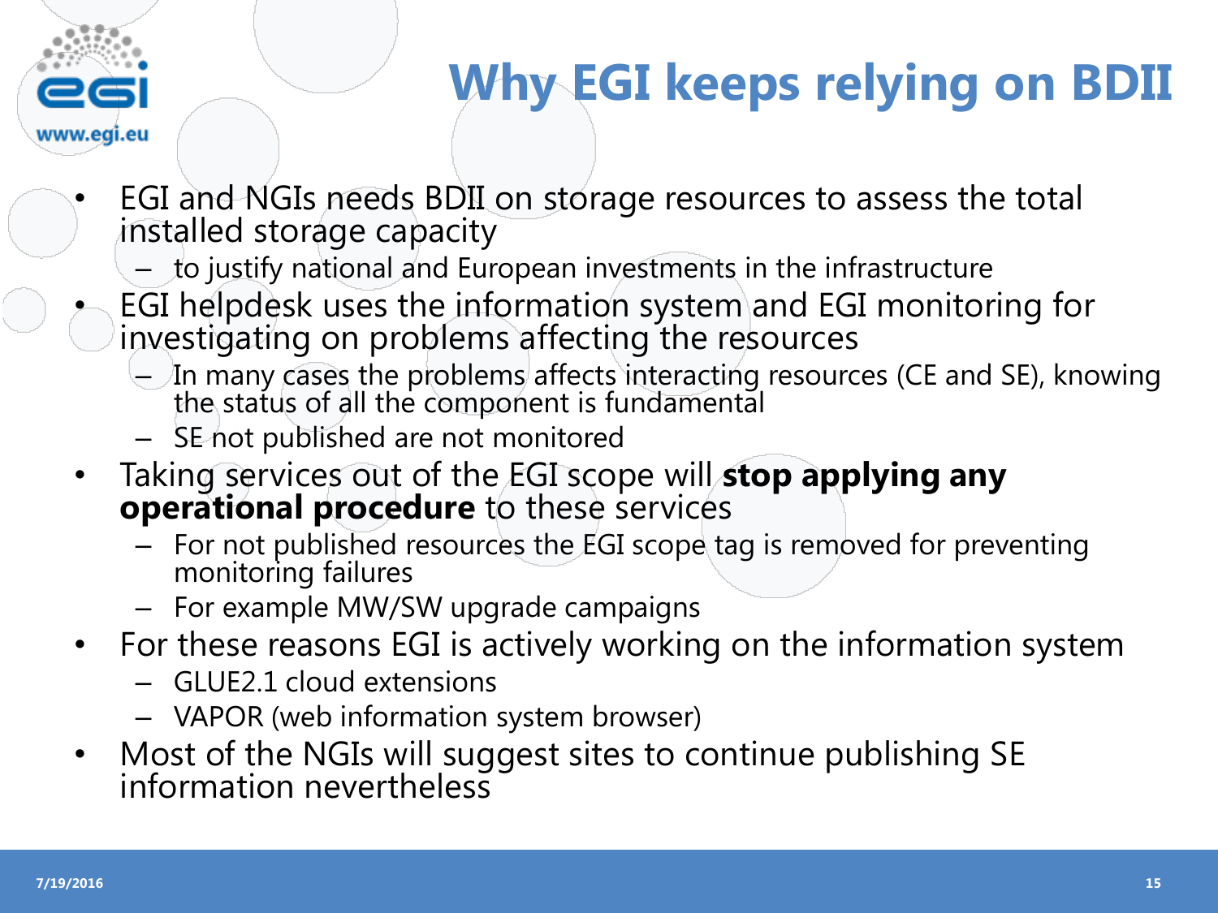# Why EGI keeps relying on BDII

- EGI and NGIs needs BDII on storage resources to assess the total installed storage capacity
  - to justify national and European investments in the infrastructure
- EGI helpdesk uses the information system and EGI monitoring for investigating on problems affecting the resources
  - In many cases the problems affects interacting resources (CE and SE), knowing the status of all the component is fundamental
  - SE not published are not monitored
- Taking services out of the EGI scope will **stop applying any operational procedure** to these services
  - For not published resources the EGI scope tag is removed for preventing monitoring failures
  - For example MW/SW upgrade campaigns
- For these reasons EGI is actively working on the information system
  - GLUE2.1 cloud extensions
  - VAPOR (web information system browser)
- Most of the NGIs will suggest sites to continue publishing SE information nevertheless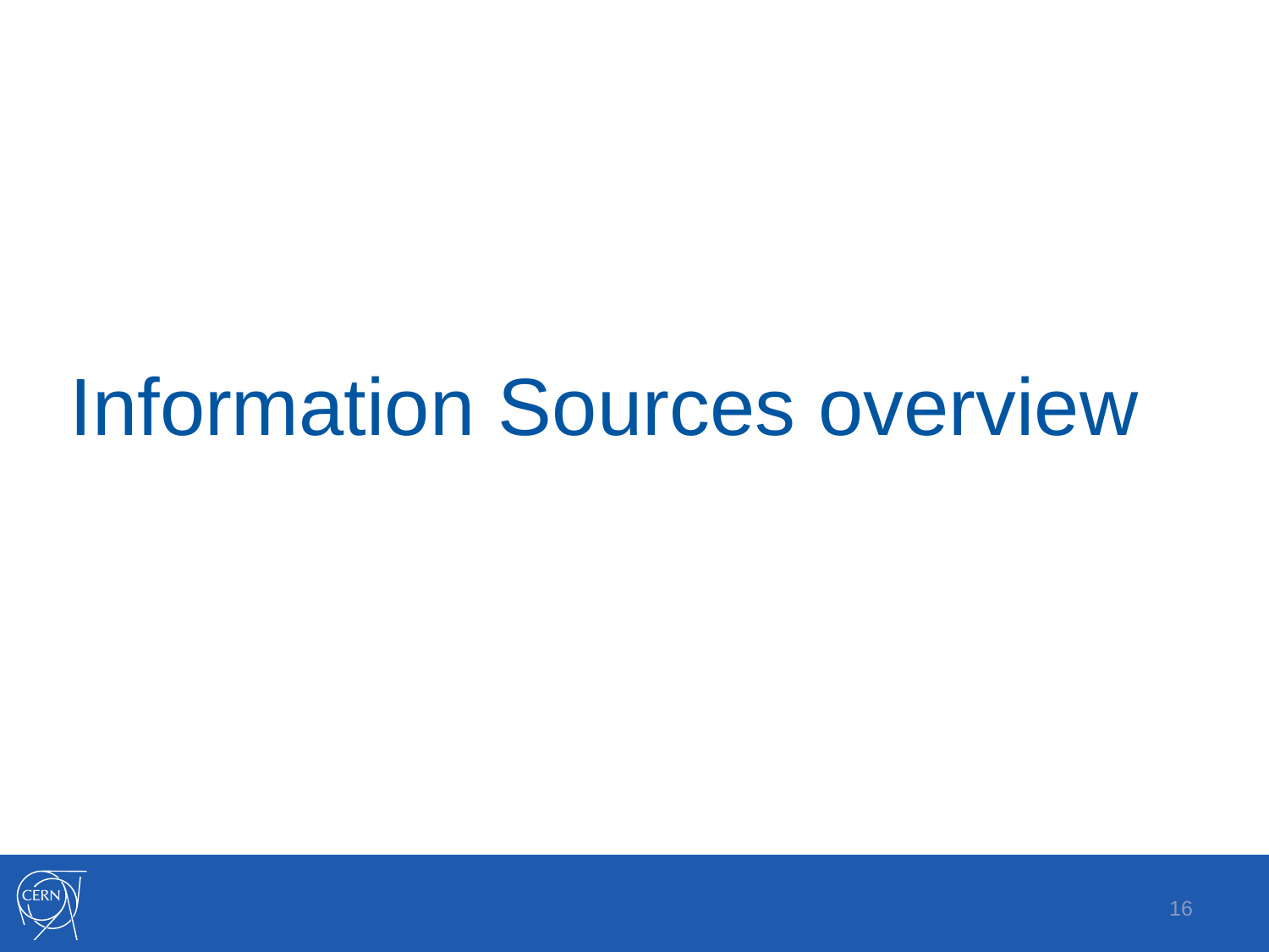# Information Sources overview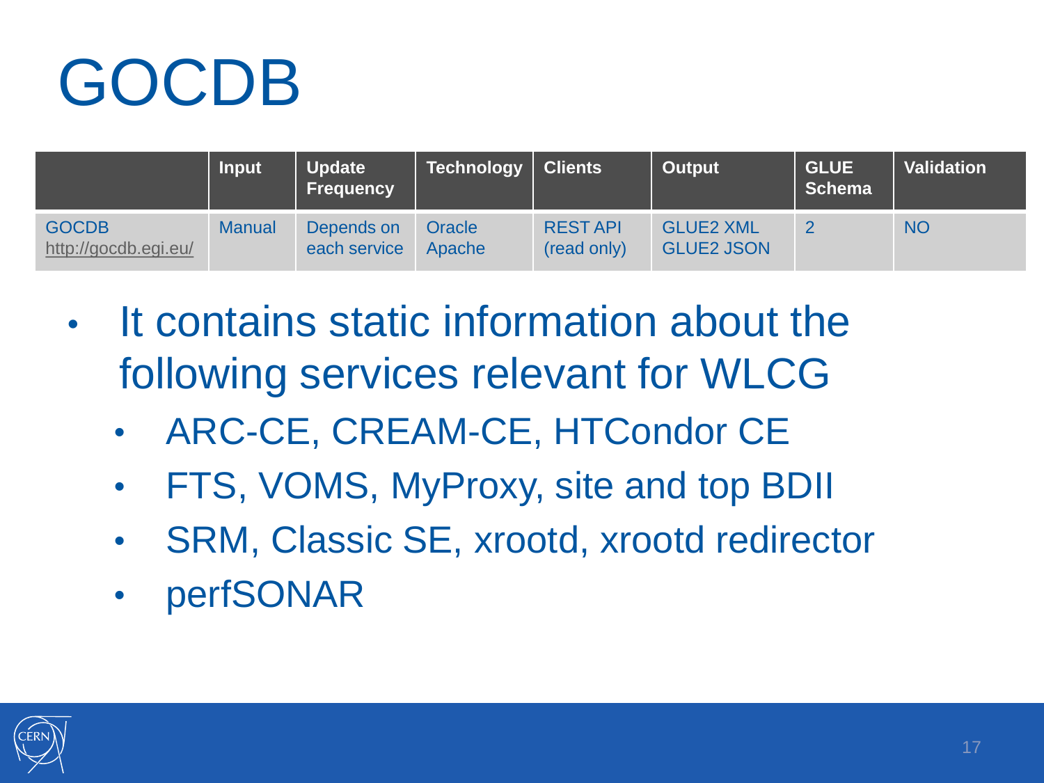# GOCDB

| | Input | Update Frequency | Technology | Clients | Output | GLUE Schema | Validation |
|---|---|---|---|---|---|---|---|
| GOCDB http://gocdb.egi.eu/ | Manual | Depends on each service | Oracle Apache | REST API (read only) | GLUE2 XML GLUE2 JSON | 2 | NO |

- It contains static information about the following services relevant for WLCG
  - ARC-CE, CREAM-CE, HTCondor CE
  - FTS, VOMS, MyProxy, site and top BDII
  - SRM, Classic SE, xrootd, xrootd redirector
  - perfSONAR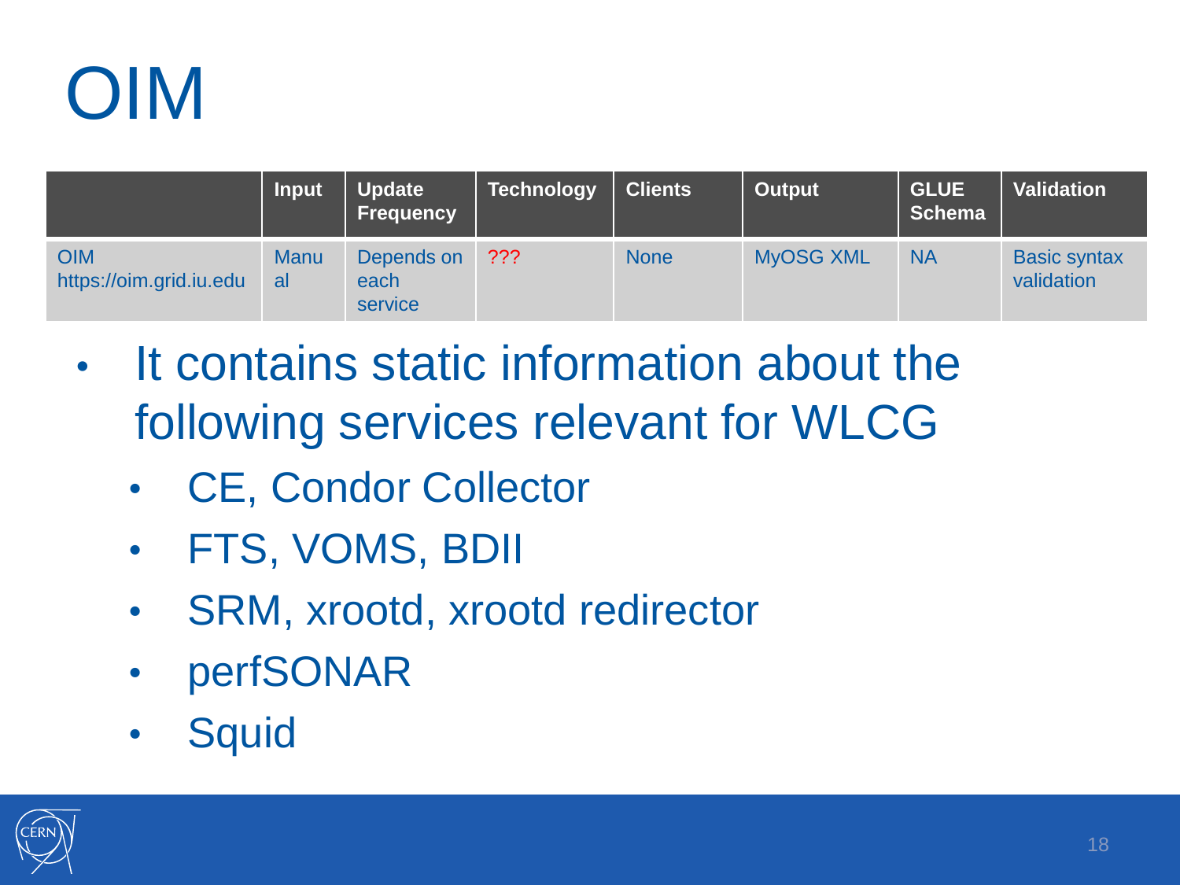# OIM

| | Input | Update Frequency | Technology | Clients | Output | GLUE Schema | Validation |
|---|---|---|---|---|---|---|---|
| OIM https://oim.grid.iu.edu | Manual | Depends on each service | ??? | None | MyOSG XML | NA | Basic syntax validation |

- It contains static information about the following services relevant for WLCG
  - CE, Condor Collector
  - FTS, VOMS, BDII
  - SRM, xrootd, xrootd redirector
  - perfSONAR
  - Squid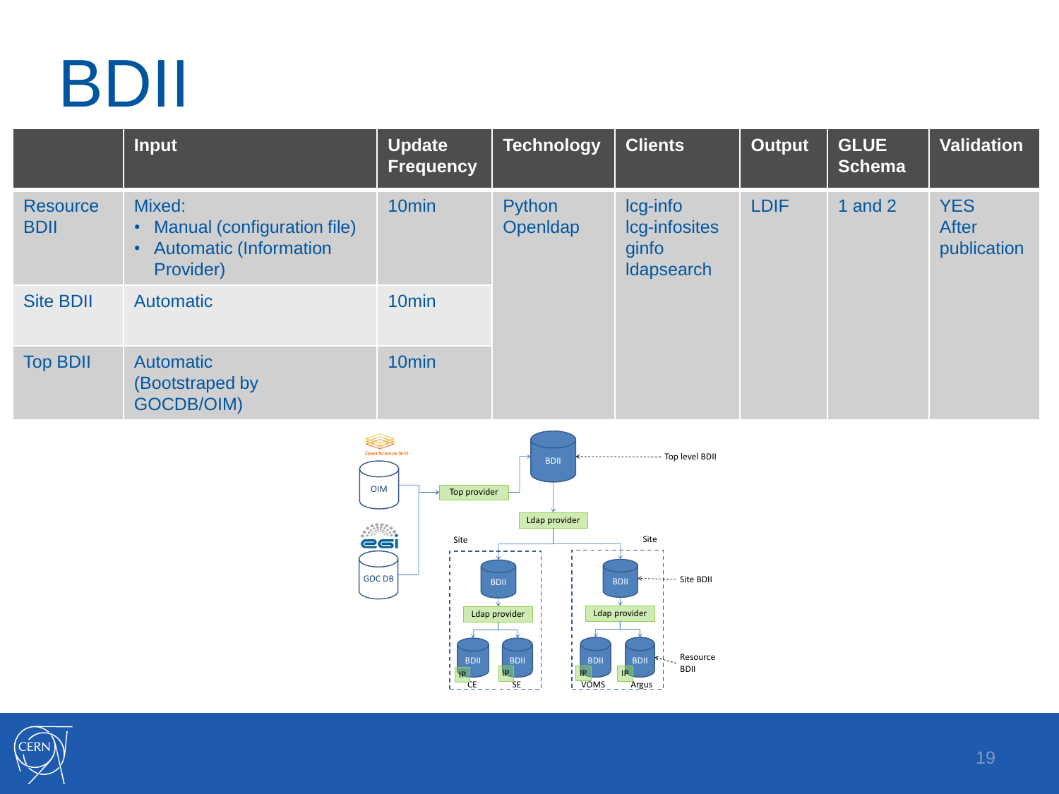# BDII

| | Input | Update Frequency | Technology | Clients | Output | GLUE Schema | Validation |
|---|---|---|---|---|---|---|---|
| Resource BDII | Mixed:<br>• Manual (configuration file)<br>• Automatic (Information Provider) | 10min | Python<br>Openldap | lcg-info<br>lcg-infosites<br>ginfo<br>ldapsearch | LDIF | 1 and 2 | YES<br>After publication |
| Site BDII | Automatic | 10min | | | | | |
| Top BDII | Automatic (Bootstraped by GOCDB/OIM) | 10min | | | | | |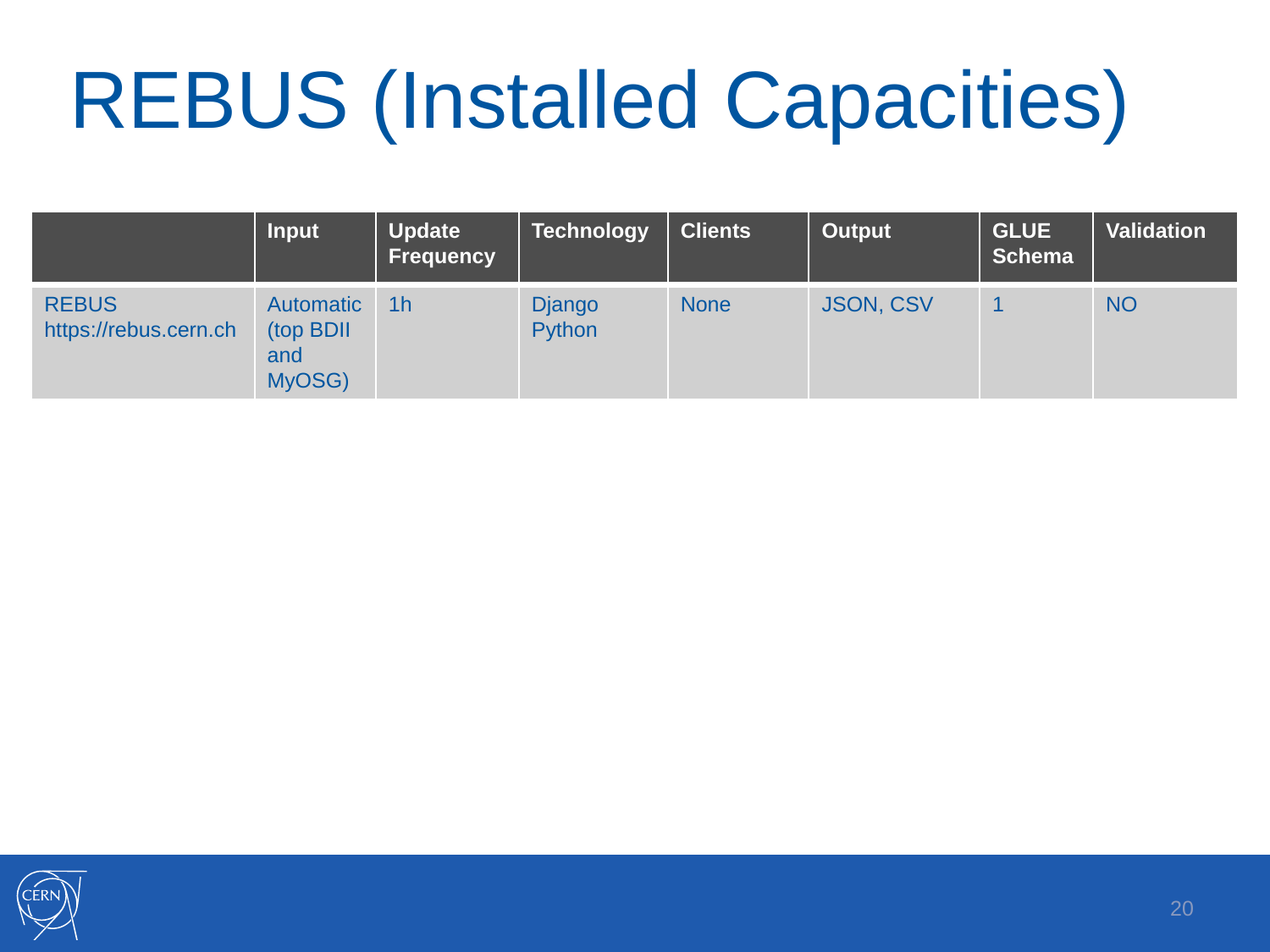# REBUS (Installed Capacities)

| | Input | Update Frequency | Technology | Clients | Output | GLUE Schema | Validation |
|---|---|---|---|---|---|---|---|
| REBUS https://rebus.cern.ch | Automatic (top BDII and MyOSG) | 1h | Django Python | None | JSON, CSV | 1 | NO |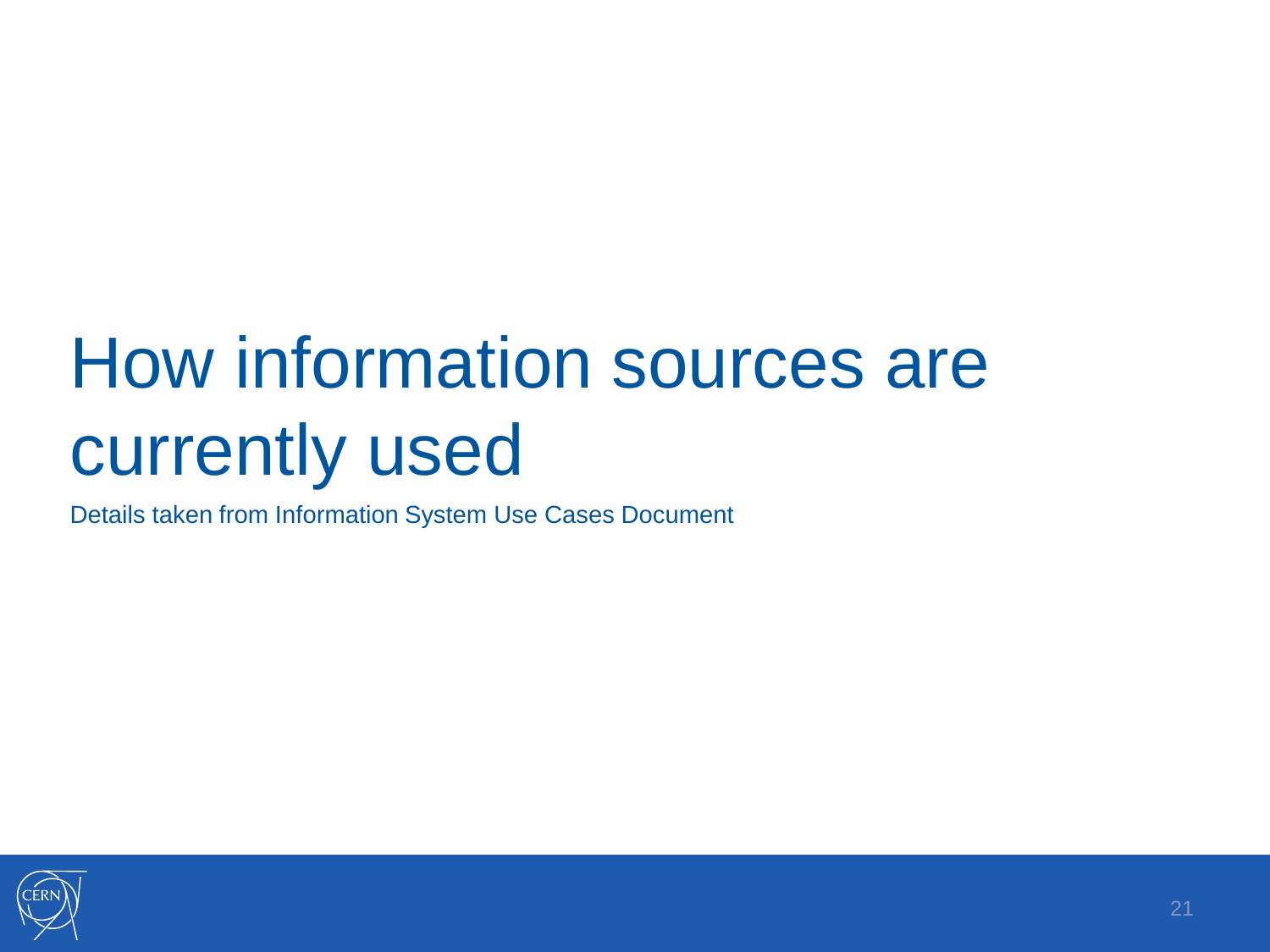# How information sources are currently used

Details taken from Information System Use Cases Document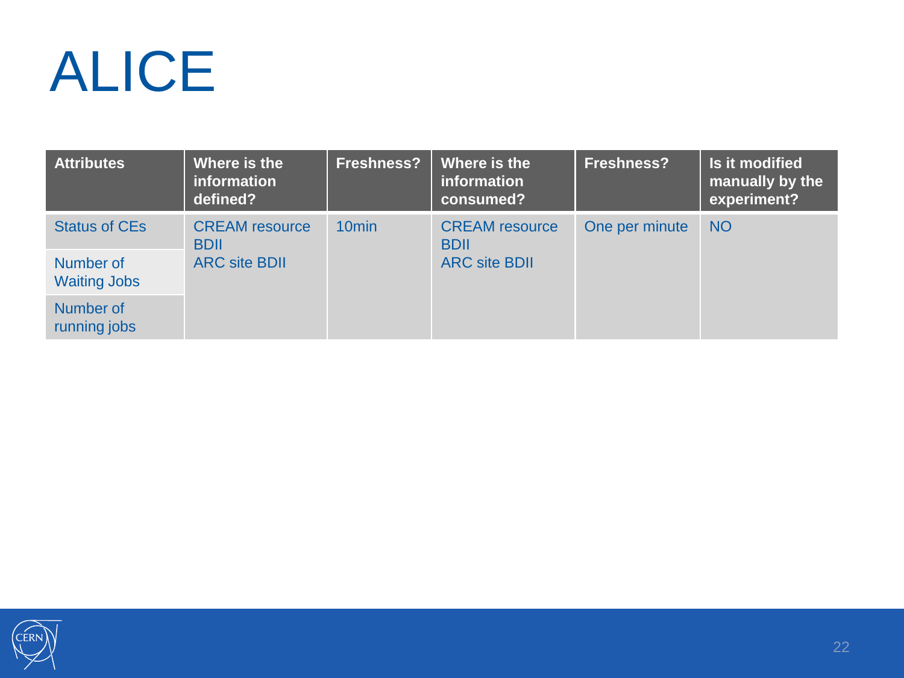# ALICE

| Attributes | Where is the information defined? | Freshness? | Where is the information consumed? | Freshness? | Is it modified manually by the experiment? |
|---|---|---|---|---|---|
| Status of CEs | CREAM resource BDII<br>ARC site BDII | 10min | CREAM resource BDII<br>ARC site BDII | One per minute | NO |
| Number of Waiting Jobs | | | | | |
| Number of running jobs | | | | | |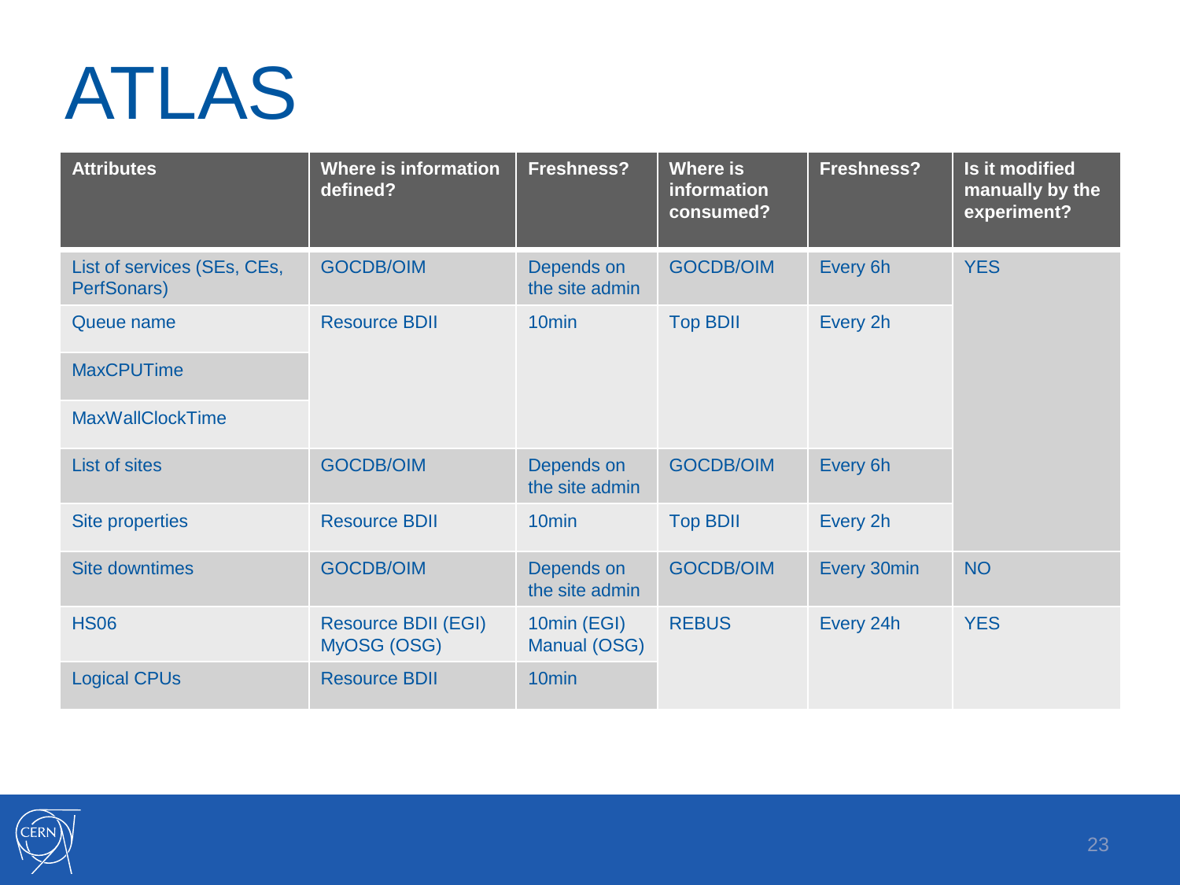# ATLAS

| Attributes | Where is information defined? | Freshness? | Where is information consumed? | Freshness? | Is it modified manually by the experiment? |
|---|---|---|---|---|---|
| List of services (SEs, CEs, PerfSonars) | GOCDB/OIM | Depends on the site admin | GOCDB/OIM | Every 6h | YES |
| Queue name | Resource BDII | 10min | Top BDII | Every 2h | |
| MaxCPUTime | | | | | |
| MaxWallClockTime | | | | | |
| List of sites | GOCDB/OIM | Depends on the site admin | GOCDB/OIM | Every 6h | |
| Site properties | Resource BDII | 10min | Top BDII | Every 2h | |
| Site downtimes | GOCDB/OIM | Depends on the site admin | GOCDB/OIM | Every 30min | NO |
| HS06 | Resource BDII (EGI) MyOSG (OSG) | 10min (EGI) Manual (OSG) | REBUS | Every 24h | YES |
| Logical CPUs | Resource BDII | 10min | | | |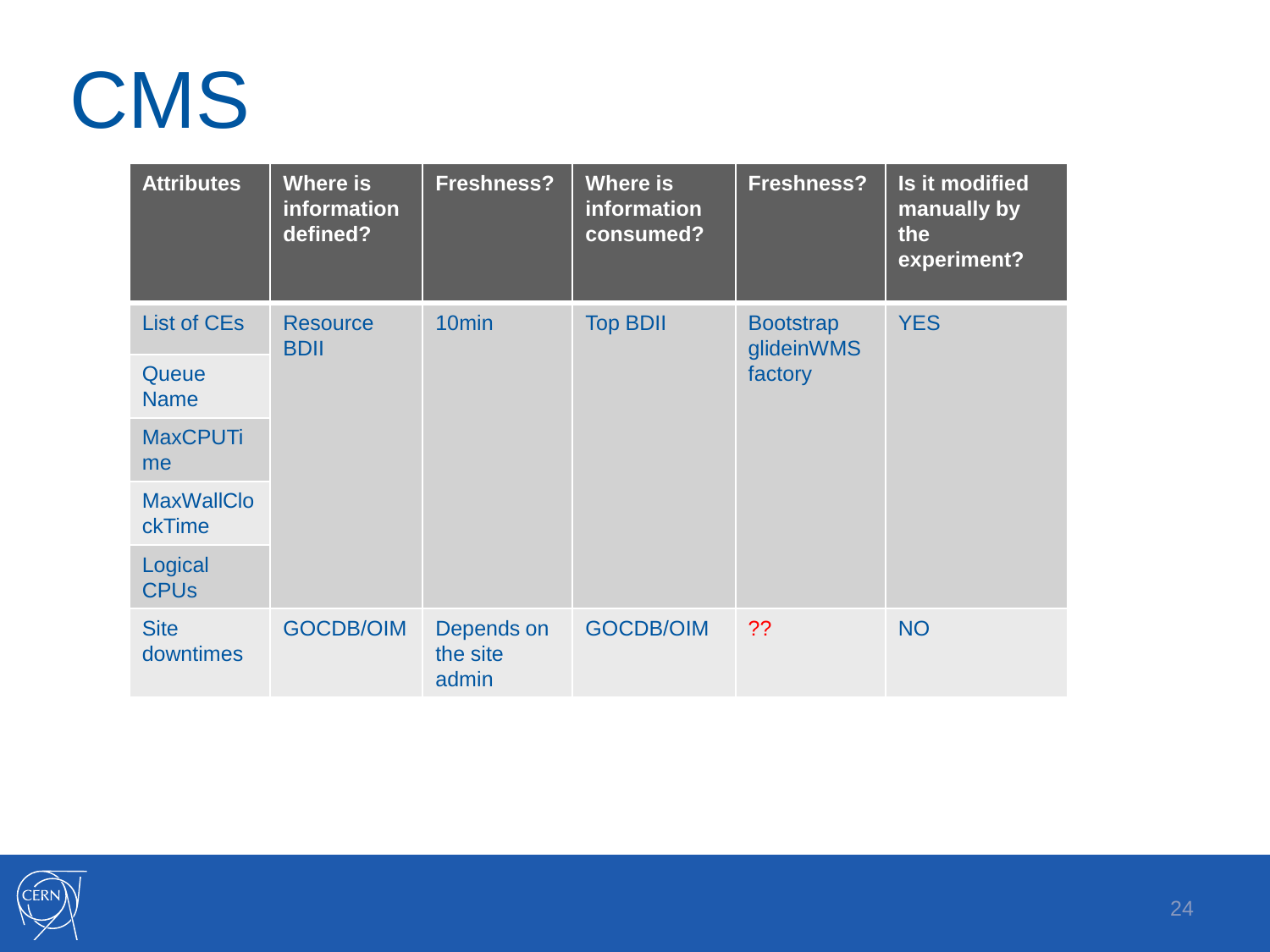# CMS

| Attributes | Where is information defined? | Freshness? | Where is information consumed? | Freshness? | Is it modified manually by the experiment? |
|---|---|---|---|---|---|
| List of CEs | Resource BDII | 10min | Top BDII | Bootstrap glideinWMS factory | YES |
| Queue Name | | | | | |
| MaxCPUTime | | | | | |
| MaxWallClockTime | | | | | |
| Logical CPUs | | | | | |
| Site downtimes | GOCDB/OIM | Depends on the site admin | GOCDB/OIM | ?? | NO |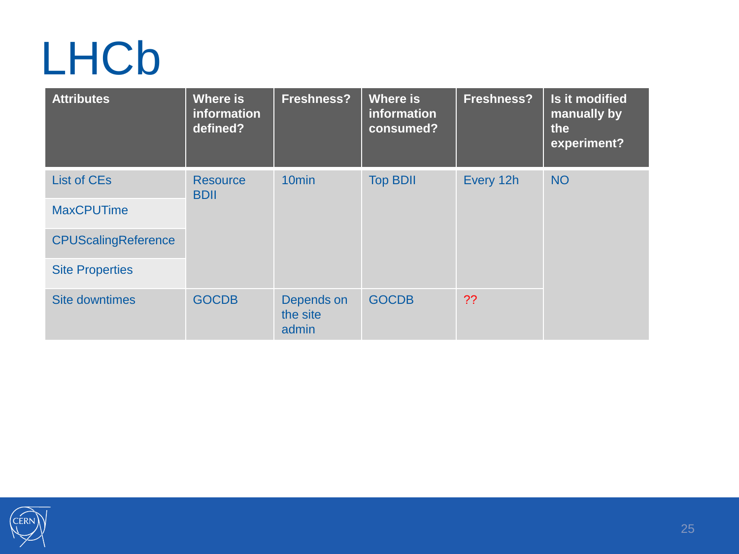# LHCb

| Attributes | Where is information defined? | Freshness? | Where is information consumed? | Freshness? | Is it modified manually by the experiment? |
|---|---|---|---|---|---|
| List of CEs | Resource BDII | 10min | Top BDII | Every 12h | NO |
| MaxCPUTime | | | | | |
| CPUScalingReference | | | | | |
| Site Properties | | | | | |
| Site downtimes | GOCDB | Depends on the site admin | GOCDB | ?? | |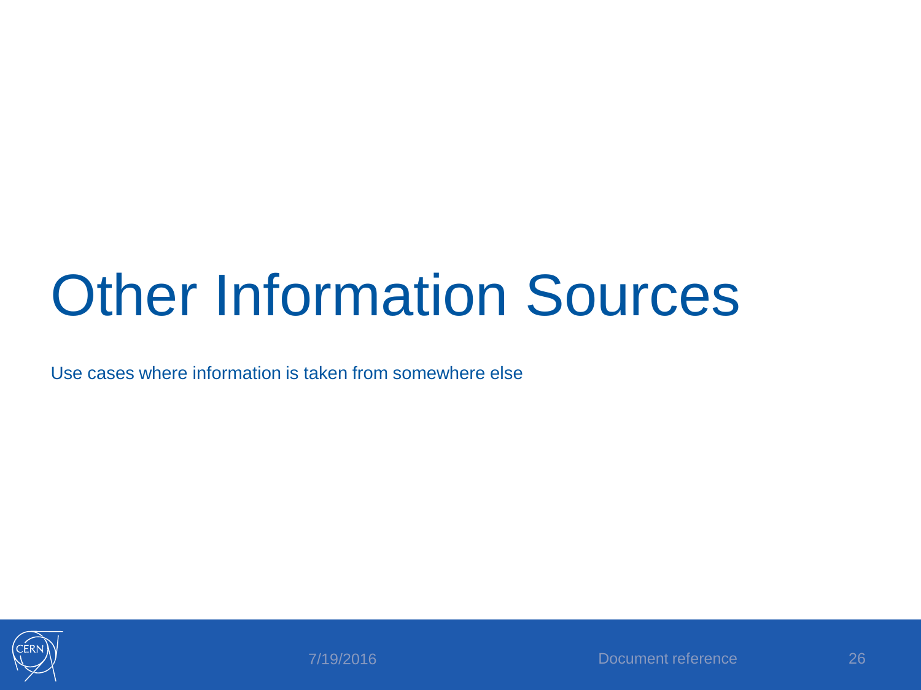# Other Information Sources

Use cases where information is taken from somewhere else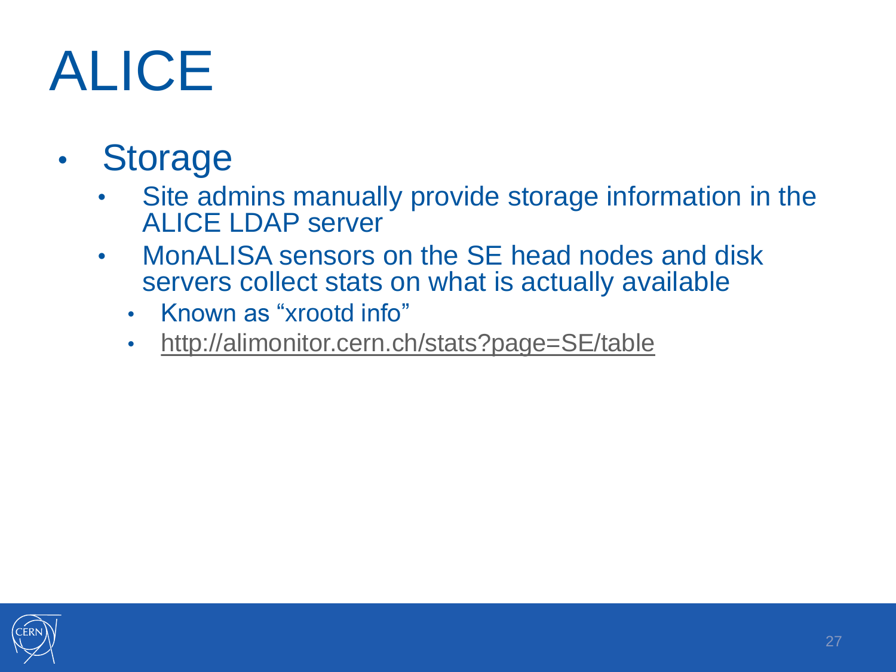# ALICE

- Storage
  - Site admins manually provide storage information in the ALICE LDAP server
  - MonALISA sensors on the SE head nodes and disk servers collect stats on what is actually available
    - Known as “xrootd info”
    - http://alimonitor.cern.ch/stats?page=SE/table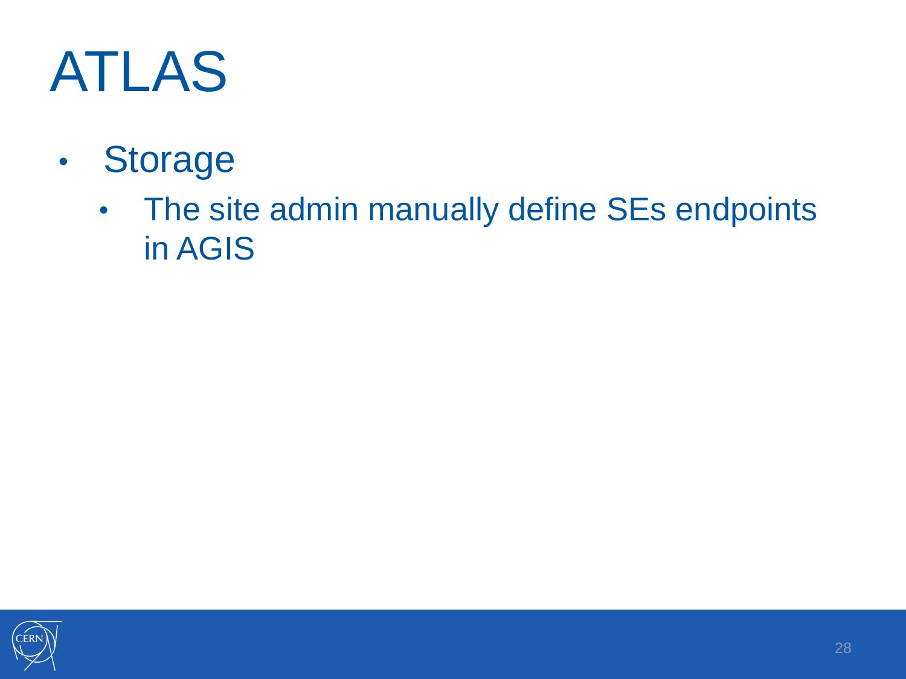# ATLAS

- Storage
  - The site admin manually define SEs endpoints in AGIS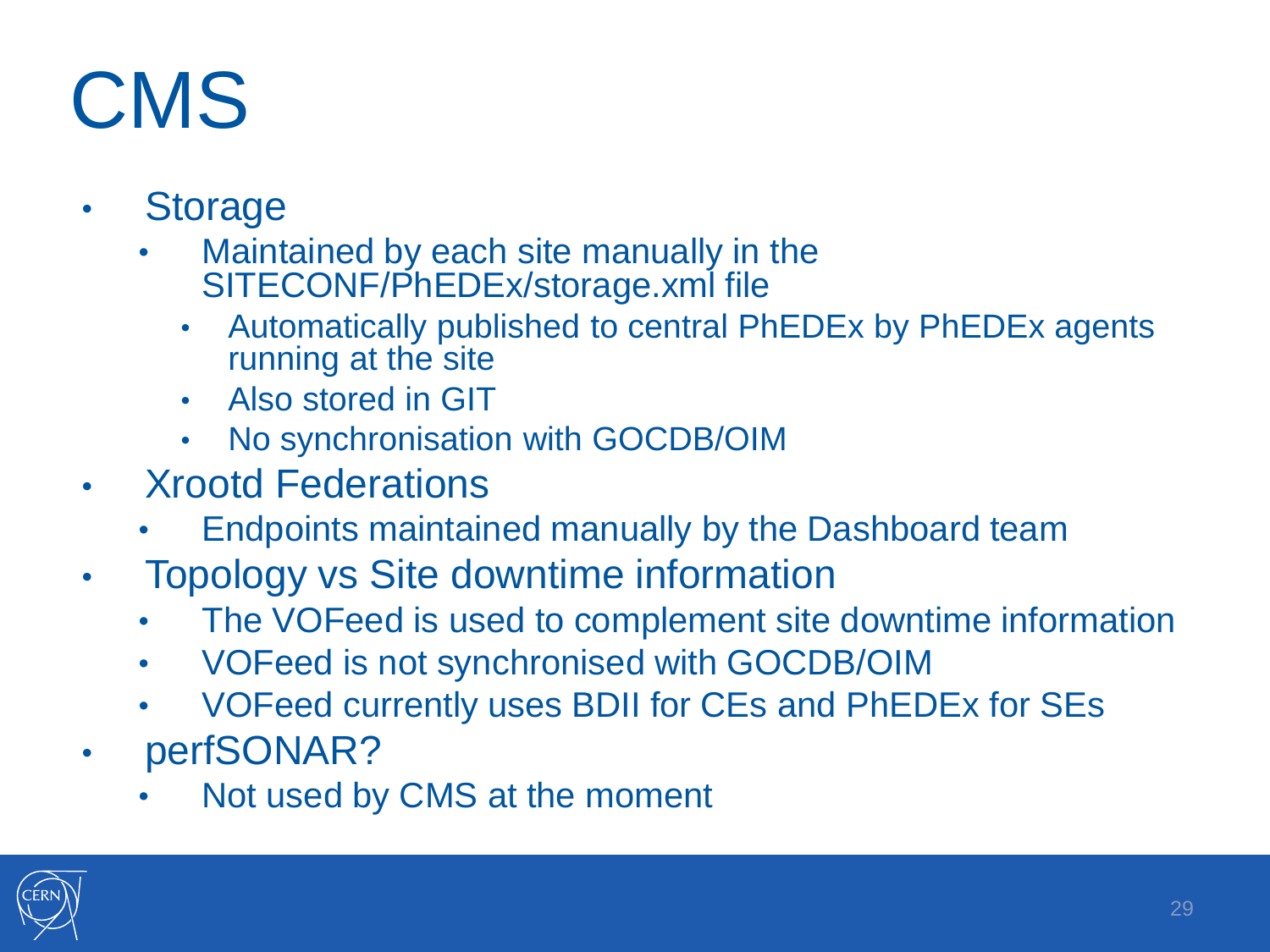# CMS

- Storage
  - Maintained by each site manually in the SITECONF/PhEDEx/storage.xml file
    - Automatically published to central PhEDEx by PhEDEx agents running at the site
    - Also stored in GIT
    - No synchronisation with GOCDB/OIM
- Xrootd Federations
  - Endpoints maintained manually by the Dashboard team
- Topology vs Site downtime information
  - The VOFeed is used to complement site downtime information
  - VOFeed is not synchronised with GOCDB/OIM
  - VOFeed currently uses BDII for CEs and PhEDEx for SEs
- perfSONAR?
  - Not used by CMS at the moment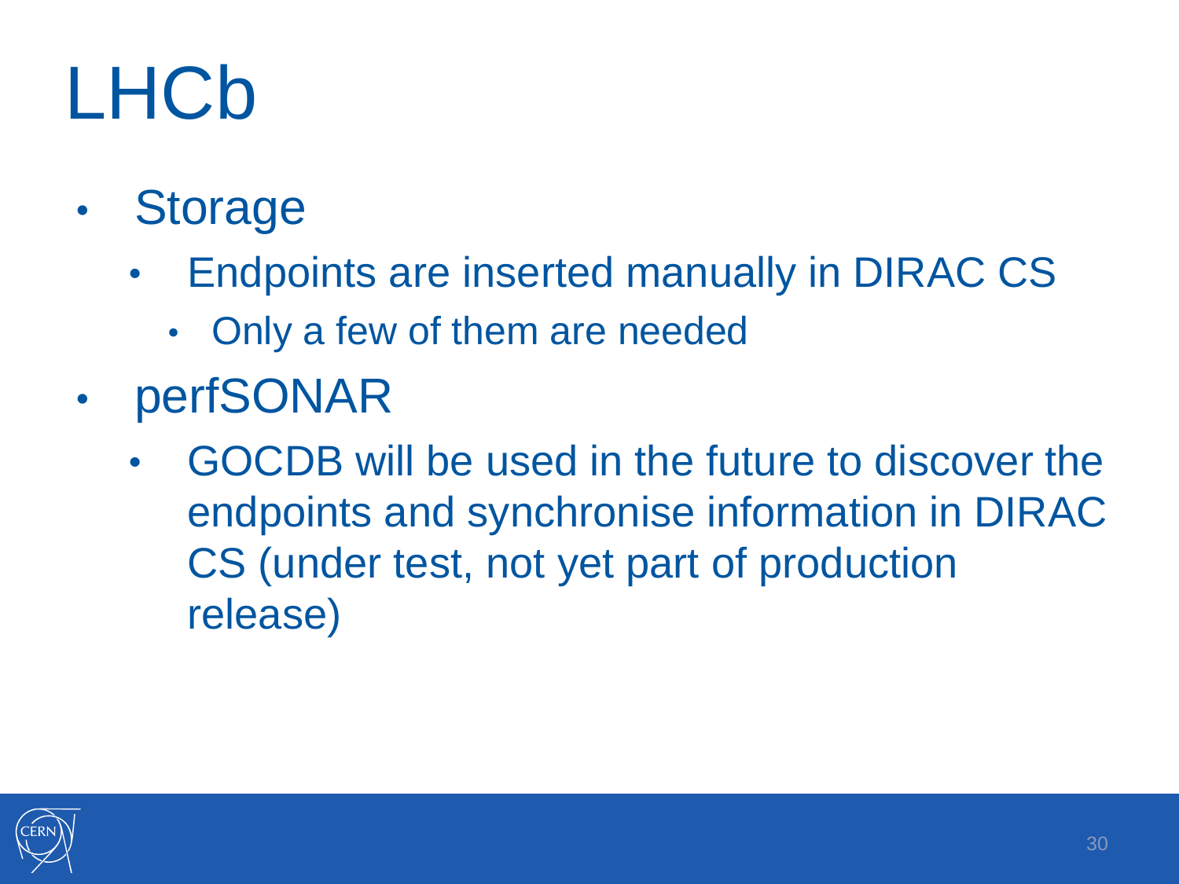# LHCb

- Storage
  - Endpoints are inserted manually in DIRAC CS
    - Only a few of them are needed
- perfSONAR
  - GOCDB will be used in the future to discover the endpoints and synchronise information in DIRAC CS (under test, not yet part of production release)